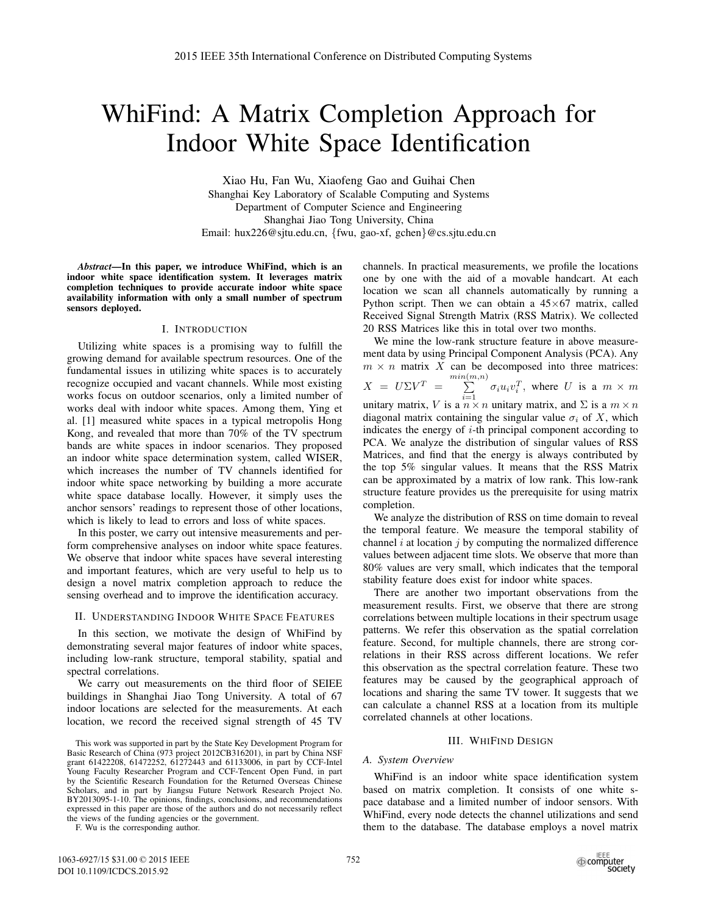# WhiFind: A Matrix Completion Approach for Indoor White Space Identification

Xiao Hu, Fan Wu, Xiaofeng Gao and Guihai Chen
Shanghai Key Laboratory of Scalable Computing and Systems
Department of Computer Science and Engineering
Shanghai Jiao Tong University, China
Email: hux226@sjtu.edu.cn, {fwu, gao-xf, gchen}@cs.sjtu.edu.cn

***Abstract*—In this paper, we introduce WhiFind, which is an indoor white space identification system. It leverages matrix completion techniques to provide accurate indoor white space availability information with only a small number of spectrum sensors deployed.**

## I. Introduction

Utilizing white spaces is a promising way to fulfill the growing demand for available spectrum resources. One of the fundamental issues in utilizing white spaces is to accurately recognize occupied and vacant channels. While most existing works focus on outdoor scenarios, only a limited number of works deal with indoor white spaces. Among them, Ying et al. [1] measured white spaces in a typical metropolis Hong Kong, and revealed that more than 70% of the TV spectrum bands are white spaces in indoor scenarios. They proposed an indoor white space determination system, called WISER, which increases the number of TV channels identified for indoor white space networking by building a more accurate white space database locally. However, it simply uses the anchor sensors' readings to represent those of other locations, which is likely to lead to errors and loss of white spaces.

In this poster, we carry out intensive measurements and perform comprehensive analyses on indoor white space features. We observe that indoor white spaces have several interesting and important features, which are very useful to help us to design a novel matrix completion approach to reduce the sensing overhead and to improve the identification accuracy.

## II. Understanding Indoor White Space Features

In this section, we motivate the design of WhiFind by demonstrating several major features of indoor white spaces, including low-rank structure, temporal stability, spatial and spectral correlations.

We carry out measurements on the third floor of SEIEE buildings in Shanghai Jiao Tong University. A total of 67 indoor locations are selected for the measurements. At each location, we record the received signal strength of 45 TV channels. In practical measurements, we profile the locations one by one with the aid of a movable handcart. At each location we scan all channels automatically by running a Python script. Then we can obtain a 45×67 matrix, called Received Signal Strength Matrix (RSS Matrix). We collected 20 RSS Matrices like this in total over two months.

We mine the low-rank structure feature in above measurement data by using Principal Component Analysis (PCA). Any $m \times n$ matrix $X$ can be decomposed into three matrices: $X = U\Sigma V^T = \sum_{i=1}^{min(m,n)} \sigma_i u_i v_i^T$, where $U$ is a $m \times m$ unitary matrix, $V$ is a $n \times n$ unitary matrix, and $\Sigma$ is a $m \times n$ diagonal matrix containing the singular value $\sigma_i$ of $X$, which indicates the energy of $i$-th principal component according to PCA. We analyze the distribution of singular values of RSS Matrices, and find that the energy is always contributed by the top 5% singular values. It means that the RSS Matrix can be approximated by a matrix of low rank. This low-rank structure feature provides us the prerequisite for using matrix completion.

We analyze the distribution of RSS on time domain to reveal the temporal feature. We measure the temporal stability of channel $i$ at location $j$ by computing the normalized difference values between adjacent time slots. We observe that more than 80% values are very small, which indicates that the temporal stability feature does exist for indoor white spaces.

There are another two important observations from the measurement results. First, we observe that there are strong correlations between multiple locations in their spectrum usage patterns. We refer this observation as the spatial correlation feature. Second, for multiple channels, there are strong correlations in their RSS across different locations. We refer this observation as the spectral correlation feature. These two features may be caused by the geographical approach of locations and sharing the same TV tower. It suggests that we can calculate a channel RSS at a location from its multiple correlated channels at other locations.

## III. WhiFind Design

### A. System Overview

WhiFind is an indoor white space identification system based on matrix completion. It consists of one white space database and a limited number of indoor sensors. With WhiFind, every node detects the channel utilizations and send them to the database. The database employs a novel matrix

This work was supported in part by the State Key Development Program for Basic Research of China (973 project 2012CB316201), in part by China NSF grant 61422208, 61472252, 61272443 and 61133006, in part by CCF-Intel Young Faculty Researcher Program and CCF-Tencent Open Fund, in part by the Scientific Research Foundation for the Returned Overseas Chinese Scholars, and in part by Jiangsu Future Network Research Project No. BY2013095-1-10. The opinions, findings, conclusions, and recommendations expressed in this paper are those of the authors and do not necessarily reflect the views of the funding agencies or the government.

F. Wu is the corresponding author.

1063-6927/15 $31.00 © 2015 IEEE
DOI 10.1109/ICDCS.2015.92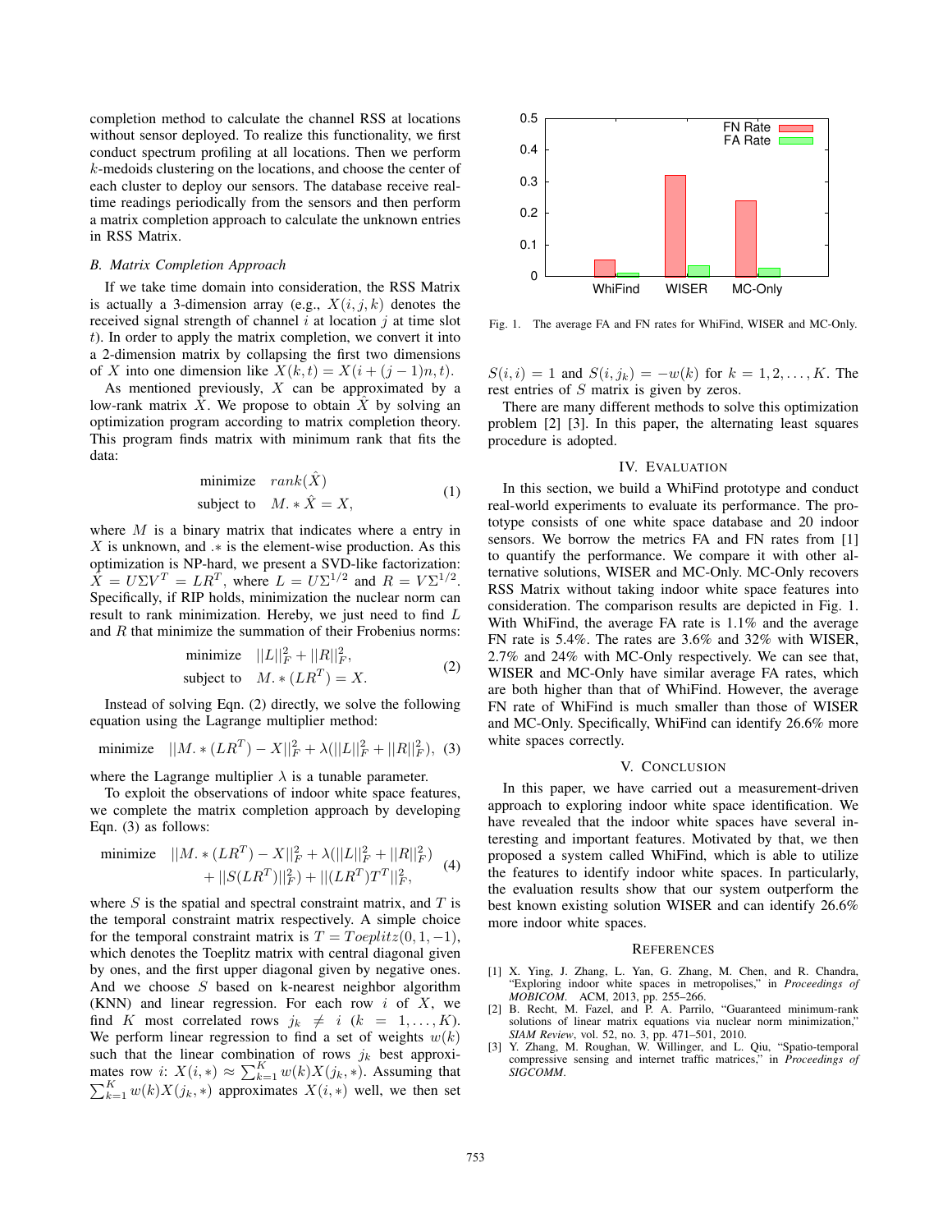completion method to calculate the channel RSS at locations without sensor deployed. To realize this functionality, we first conduct spectrum profiling at all locations. Then we perform $k$-medoids clustering on the locations, and choose the center of each cluster to deploy our sensors. The database receive real-time readings periodically from the sensors and then perform a matrix completion approach to calculate the unknown entries in RSS Matrix.

### *B. Matrix Completion Approach*

If we take time domain into consideration, the RSS Matrix is actually a 3-dimension array (e.g., $X(i, j, k)$ denotes the received signal strength of channel $i$ at location $j$ at time slot $t$). In order to apply the matrix completion, we convert it into a 2-dimension matrix by collapsing the first two dimensions of $X$ into one dimension like $X(k, t) = X(i + (j-1)n, t)$.

As mentioned previously, $X$ can be approximated by a low-rank matrix $\hat{X}$. We propose to obtain $\hat{X}$ by solving an optimization program according to matrix completion theory. This program finds matrix with minimum rank that fits the data:

$$\begin{aligned} \text{minimize} \quad & rank(\hat{X}) \\ \text{subject to} \quad & M.*\hat{X} = X, \end{aligned} \tag{1}$$

where $M$ is a binary matrix that indicates where a entry in $X$ is unknown, and $.*$ is the element-wise production. As this optimization is NP-hard, we present a SVD-like factorization: $\hat{X} = U\Sigma V^T = LR^T$, where $L = U\Sigma^{1/2}$ and $R = V\Sigma^{1/2}$. Specifically, if RIP holds, minimization the nuclear norm can result to rank minimization. Hereby, we just need to find $L$ and $R$ that minimize the summation of their Frobenius norms:

$$\begin{aligned} \text{minimize} \quad & ||L||_F^2 + ||R||_F^2, \\ \text{subject to} \quad & M.*(LR^T) = X. \end{aligned} \tag{2}$$

Instead of solving Eqn. (2) directly, we solve the following equation using the Lagrange multiplier method:

$$\text{minimize} \quad ||M.*(LR^T) - X||_F^2 + \lambda(||L||_F^2 + ||R||_F^2), \tag{3}$$

where the Lagrange multiplier $\lambda$ is a tunable parameter.

To exploit the observations of indoor white space features, we complete the matrix completion approach by developing Eqn. (3) as follows:

$$\begin{aligned} \text{minimize} \quad & ||M.*(LR^T) - X||_F^2 + \lambda(||L||_F^2 + ||R||_F^2) \\ & + ||S(LR^T)||_F^2) + ||(LR^T)T^T||_F^2, \end{aligned} \tag{4}$$

where $S$ is the spatial and spectral constraint matrix, and $T$ is the temporal constraint matrix respectively. A simple choice for the temporal constraint matrix is $T = Toeplitz(0, 1, -1)$, which denotes the Toeplitz matrix with central diagonal given by ones, and the first upper diagonal given by negative ones. And we choose $S$ based on k-nearest neighbor algorithm (KNN) and linear regression. For each row $i$ of $X$, we find $K$ most correlated rows $j_k \neq i$ $(k = 1, \ldots, K)$. We perform linear regression to find a set of weights $w(k)$ such that the linear combination of rows $j_k$ best approximates row $i$: $X(i, *) \approx \sum_{k=1}^{K} w(k)X(j_k, *)$. Assuming that $\sum_{k=1}^{K} w(k)X(j_k, *)$ approximates $X(i, *)$ well, we then set $S(i, i) = 1$ and $S(i, j_k) = -w(k)$ for $k = 1, 2, \ldots, K$. The rest entries of $S$ matrix is given by zeros.

There are many different methods to solve this optimization problem [2] [3]. In this paper, the alternating least squares procedure is adopted.

## IV. Evaluation

In this section, we build a WhiFind prototype and conduct real-world experiments to evaluate its performance. The prototype consists of one white space database and 20 indoor sensors. We borrow the metrics FA and FN rates from [1] to quantify the performance. We compare it with other alternative solutions, WISER and MC-Only. MC-Only recovers RSS Matrix without taking indoor white space features into consideration. The comparison results are depicted in Fig. 1. With WhiFind, the average FA rate is 1.1% and the average FN rate is 5.4%. The rates are 3.6% and 32% with WISER, 2.7% and 24% with MC-Only respectively. We can see that, WISER and MC-Only have similar average FA rates, which are both higher than that of WhiFind. However, the average FN rate of WhiFind is much smaller than those of WISER and MC-Only. Specifically, WhiFind can identify 26.6% more white spaces correctly.

0.5
0.4
0.3
0.2
0.1
0
FN Rate
FA Rate
WhiFind
WISER
MC-Only

Fig. 1. The average FA and FN rates for WhiFind, WISER and MC-Only.

## V. Conclusion

In this paper, we have carried out a measurement-driven approach to exploring indoor white space identification. We have revealed that the indoor white spaces have several interesting and important features. Motivated by that, we then proposed a system called WhiFind, which is able to utilize the features to identify indoor white spaces. In particularly, the evaluation results show that our system outperform the best known existing solution WISER and can identify 26.6% more indoor white spaces.

## References

[1] X. Ying, J. Zhang, L. Yan, G. Zhang, M. Chen, and R. Chandra, "Exploring indoor white spaces in metropolises," in *Proceedings of MOBICOM*. ACM, 2013, pp. 255–266.

[2] B. Recht, M. Fazel, and P. A. Parrilo, "Guaranteed minimum-rank solutions of linear matrix equations via nuclear norm minimization," *SIAM Review*, vol. 52, no. 3, pp. 471–501, 2010.

[3] Y. Zhang, M. Roughan, W. Willinger, and L. Qiu, "Spatio-temporal compressive sensing and internet traffic matrices," in *Proceedings of SIGCOMM*.